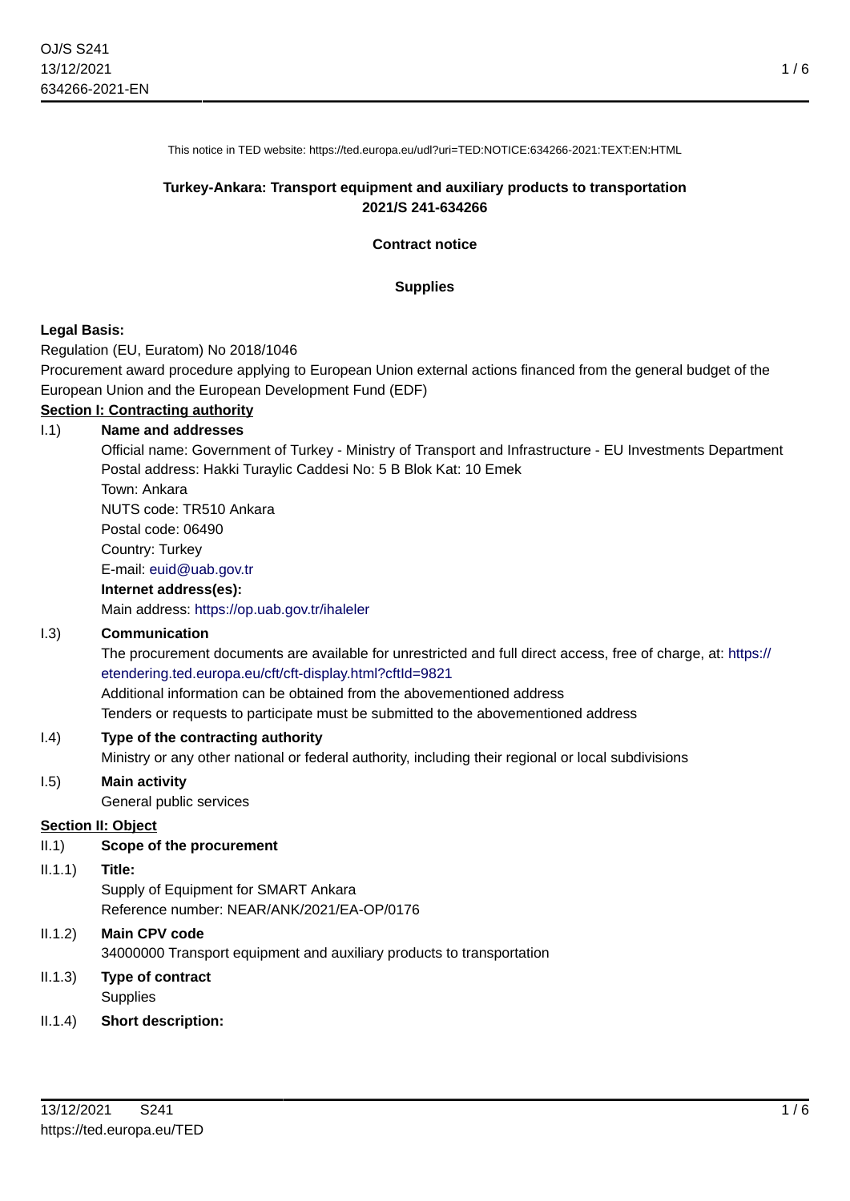This notice in TED website: https://ted.europa.eu/udl?uri=TED:NOTICE:634266-2021:TEXT:EN:HTML

**Turkey-Ankara: Transport equipment and auxiliary products to transportation**
**2021/S 241-634266**

**Contract notice**

**Supplies**

**Legal Basis:**

Regulation (EU, Euratom) No 2018/1046

Procurement award procedure applying to European Union external actions financed from the general budget of the European Union and the European Development Fund (EDF)

## Section I: Contracting authority

I.1) **Name and addresses**

Official name: Government of Turkey - Ministry of Transport and Infrastructure - EU Investments Department
Postal address: Hakki Turaylic Caddesi No: 5 B Blok Kat: 10 Emek
Town: Ankara
NUTS code: TR510 Ankara
Postal code: 06490
Country: Turkey
E-mail: euid@uab.gov.tr

**Internet address(es):**

Main address: https://op.uab.gov.tr/ihaleler

I.3) **Communication**

The procurement documents are available for unrestricted and full direct access, free of charge, at: https://etendering.ted.europa.eu/cft/cft-display.html?cftId=9821
Additional information can be obtained from the abovementioned address
Tenders or requests to participate must be submitted to the abovementioned address

I.4) **Type of the contracting authority**

Ministry or any other national or federal authority, including their regional or local subdivisions

I.5) **Main activity**

General public services

## Section II: Object

II.1) **Scope of the procurement**

II.1.1) **Title:**

Supply of Equipment for SMART Ankara
Reference number: NEAR/ANK/2021/EA-OP/0176

II.1.2) **Main CPV code**

34000000 Transport equipment and auxiliary products to transportation

II.1.3) **Type of contract**

Supplies

II.1.4) **Short description:**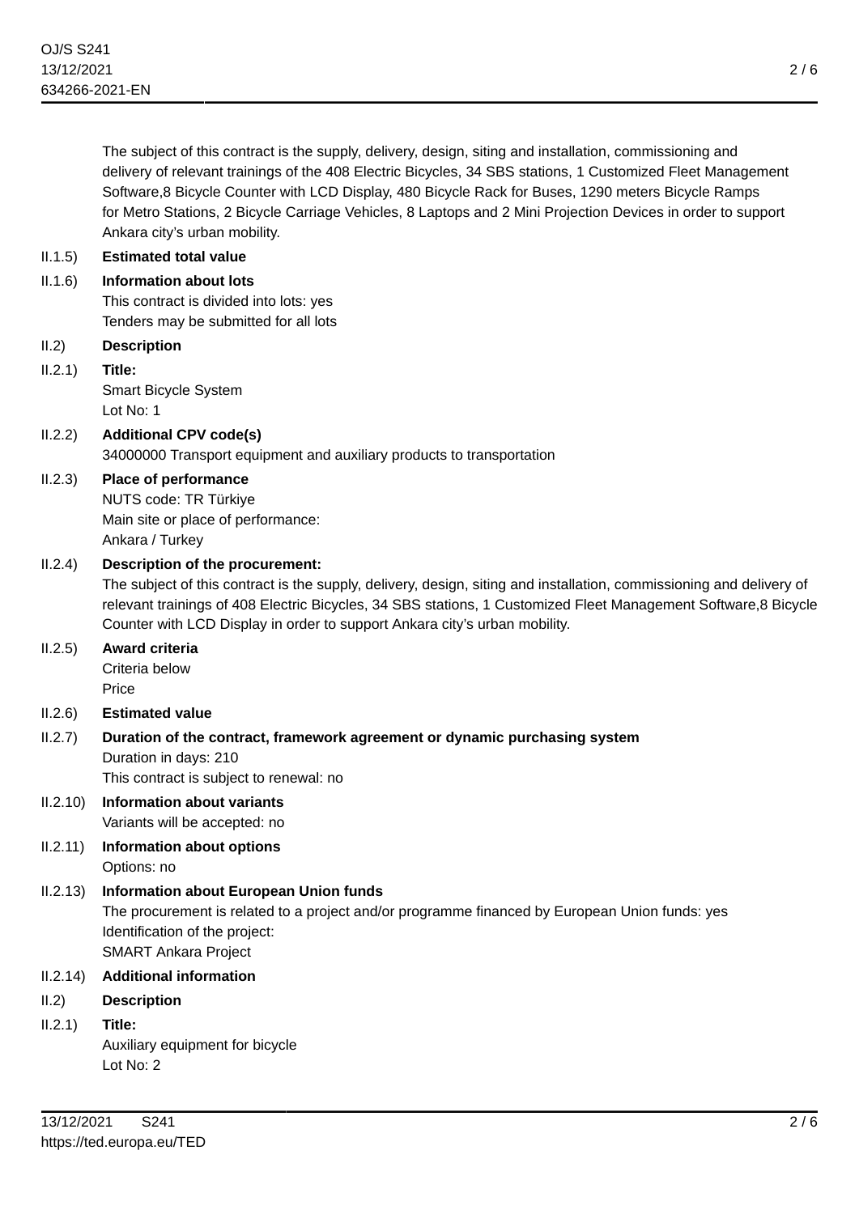The subject of this contract is the supply, delivery, design, siting and installation, commissioning and delivery of relevant trainings of the 408 Electric Bicycles, 34 SBS stations, 1 Customized Fleet Management Software,8 Bicycle Counter with LCD Display, 480 Bicycle Rack for Buses, 1290 meters Bicycle Ramps for Metro Stations, 2 Bicycle Carriage Vehicles, 8 Laptops and 2 Mini Projection Devices in order to support Ankara city's urban mobility.

II.1.5) **Estimated total value**

II.1.6) **Information about lots**

This contract is divided into lots: yes

Tenders may be submitted for all lots

II.2) **Description**

II.2.1) **Title:**

Smart Bicycle System

Lot No: 1

II.2.2) **Additional CPV code(s)**

34000000 Transport equipment and auxiliary products to transportation

II.2.3) **Place of performance**

NUTS code: TR Türkiye

Main site or place of performance:

Ankara / Turkey

II.2.4) **Description of the procurement:**

The subject of this contract is the supply, delivery, design, siting and installation, commissioning and delivery of relevant trainings of 408 Electric Bicycles, 34 SBS stations, 1 Customized Fleet Management Software,8 Bicycle Counter with LCD Display in order to support Ankara city's urban mobility.

II.2.5) **Award criteria**

Criteria below

Price

II.2.6) **Estimated value**

II.2.7) **Duration of the contract, framework agreement or dynamic purchasing system**

Duration in days: 210

This contract is subject to renewal: no

II.2.10) **Information about variants**

Variants will be accepted: no

II.2.11) **Information about options**

Options: no

II.2.13) **Information about European Union funds**

The procurement is related to a project and/or programme financed by European Union funds: yes

Identification of the project:

SMART Ankara Project

II.2.14) **Additional information**

II.2) **Description**

II.2.1) **Title:**

Auxiliary equipment for bicycle

Lot No: 2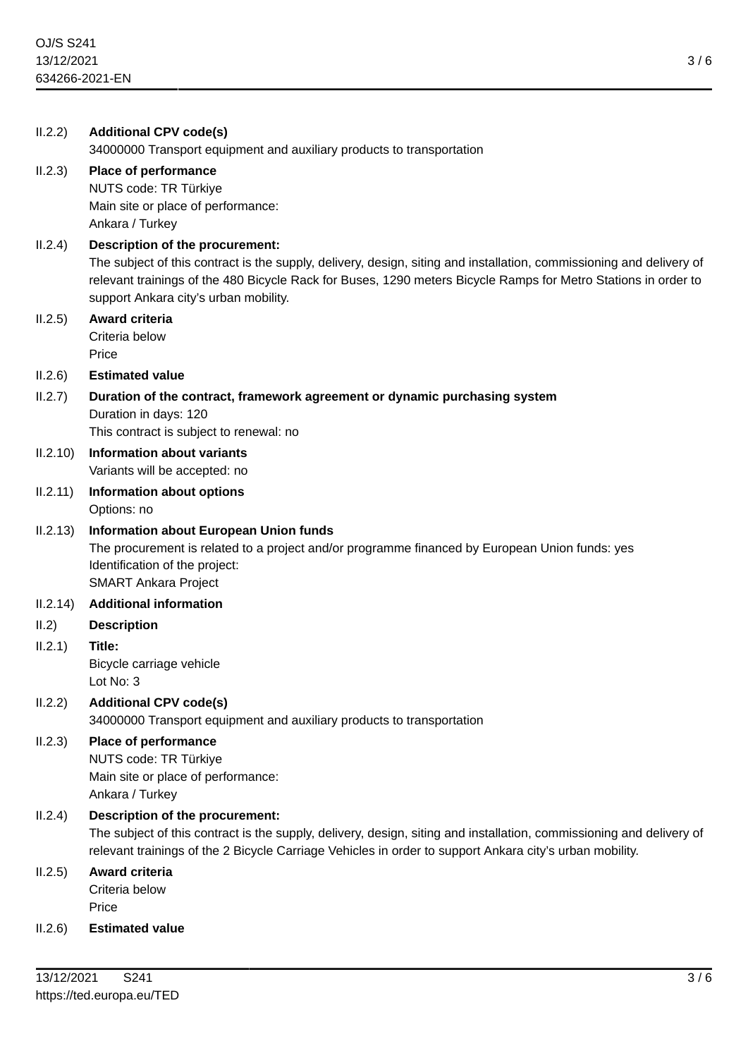II.2.2) **Additional CPV code(s)**
34000000 Transport equipment and auxiliary products to transportation

II.2.3) **Place of performance**
NUTS code: TR Türkiye
Main site or place of performance:
Ankara / Turkey

II.2.4) **Description of the procurement:**
The subject of this contract is the supply, delivery, design, siting and installation, commissioning and delivery of relevant trainings of the 480 Bicycle Rack for Buses, 1290 meters Bicycle Ramps for Metro Stations in order to support Ankara city's urban mobility.

II.2.5) **Award criteria**
Criteria below
Price

II.2.6) **Estimated value**

II.2.7) **Duration of the contract, framework agreement or dynamic purchasing system**
Duration in days: 120
This contract is subject to renewal: no

II.2.10) **Information about variants**
Variants will be accepted: no

II.2.11) **Information about options**
Options: no

II.2.13) **Information about European Union funds**
The procurement is related to a project and/or programme financed by European Union funds: yes
Identification of the project:
SMART Ankara Project

II.2.14) **Additional information**

II.2) **Description**

II.2.1) **Title:**
Bicycle carriage vehicle
Lot No: 3

II.2.2) **Additional CPV code(s)**
34000000 Transport equipment and auxiliary products to transportation

II.2.3) **Place of performance**
NUTS code: TR Türkiye
Main site or place of performance:
Ankara / Turkey

II.2.4) **Description of the procurement:**
The subject of this contract is the supply, delivery, design, siting and installation, commissioning and delivery of relevant trainings of the 2 Bicycle Carriage Vehicles in order to support Ankara city's urban mobility.

II.2.5) **Award criteria**
Criteria below
Price

II.2.6) **Estimated value**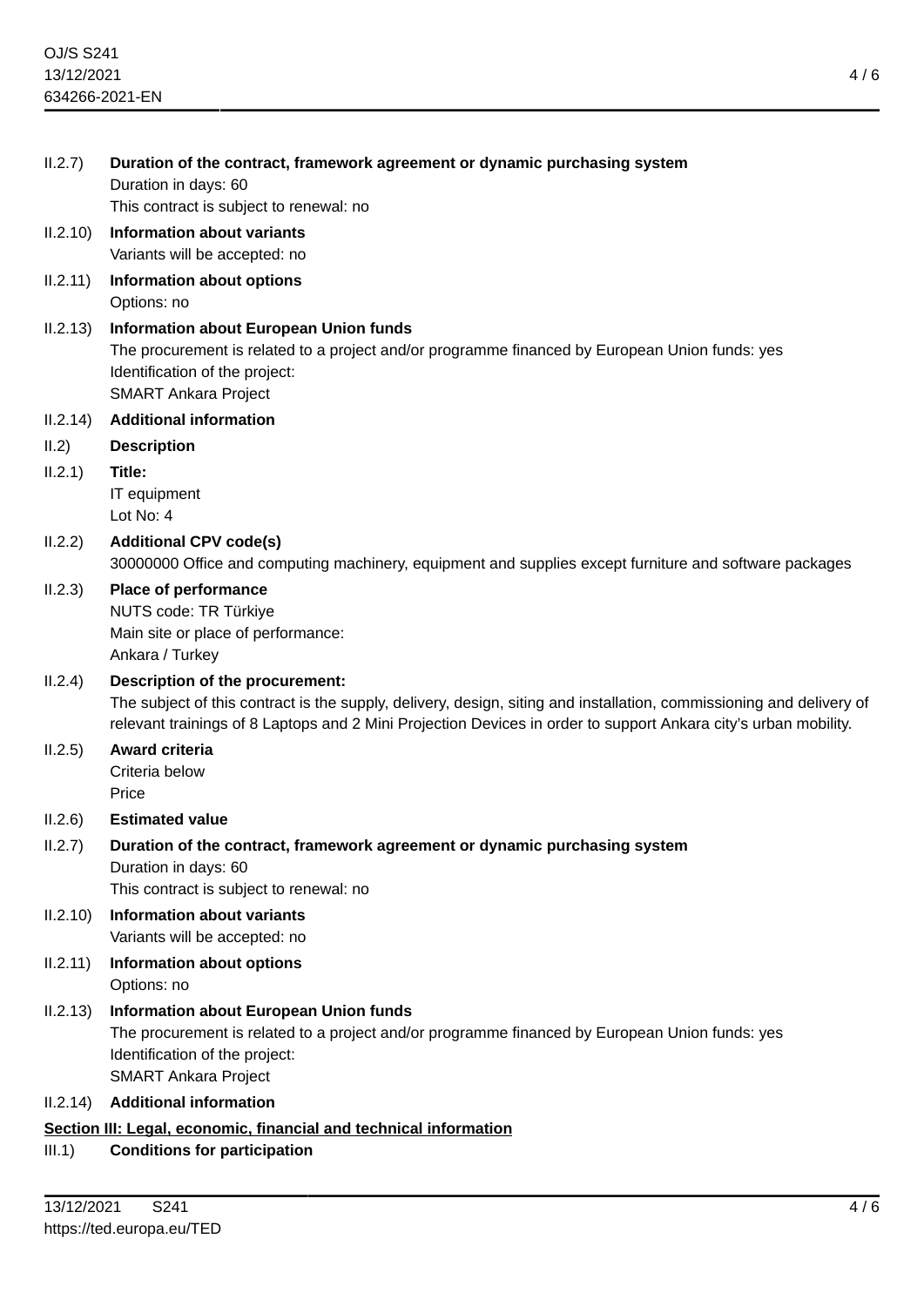II.2.7) **Duration of the contract, framework agreement or dynamic purchasing system**
Duration in days: 60
This contract is subject to renewal: no

II.2.10) **Information about variants**
Variants will be accepted: no

II.2.11) **Information about options**
Options: no

II.2.13) **Information about European Union funds**
The procurement is related to a project and/or programme financed by European Union funds: yes
Identification of the project:
SMART Ankara Project

II.2.14) **Additional information**

II.2) **Description**

II.2.1) **Title:**
IT equipment
Lot No: 4

II.2.2) **Additional CPV code(s)**
30000000 Office and computing machinery, equipment and supplies except furniture and software packages

II.2.3) **Place of performance**
NUTS code: TR Türkiye
Main site or place of performance:
Ankara / Turkey

II.2.4) **Description of the procurement:**
The subject of this contract is the supply, delivery, design, siting and installation, commissioning and delivery of relevant trainings of 8 Laptops and 2 Mini Projection Devices in order to support Ankara city's urban mobility.

II.2.5) **Award criteria**
Criteria below
Price

II.2.6) **Estimated value**

II.2.7) **Duration of the contract, framework agreement or dynamic purchasing system**
Duration in days: 60
This contract is subject to renewal: no

II.2.10) **Information about variants**
Variants will be accepted: no

II.2.11) **Information about options**
Options: no

II.2.13) **Information about European Union funds**
The procurement is related to a project and/or programme financed by European Union funds: yes
Identification of the project:
SMART Ankara Project

II.2.14) **Additional information**

## Section III: Legal, economic, financial and technical information

III.1) **Conditions for participation**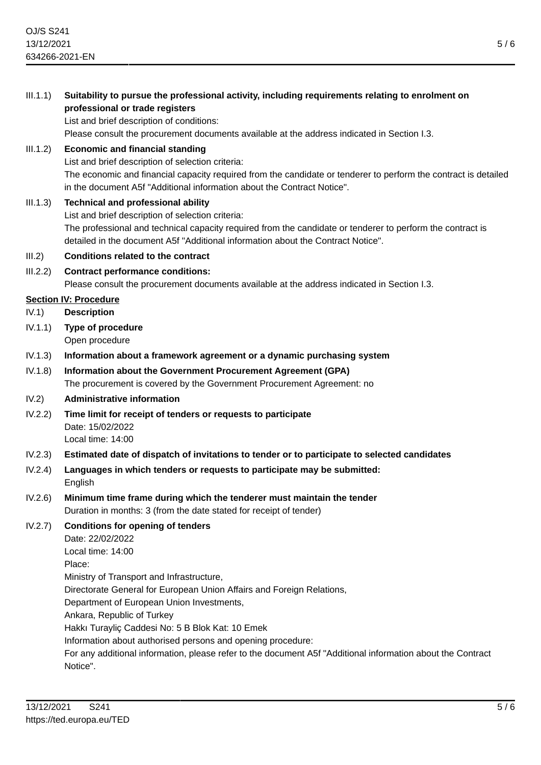III.1.1) **Suitability to pursue the professional activity, including requirements relating to enrolment on professional or trade registers**

List and brief description of conditions:

Please consult the procurement documents available at the address indicated in Section I.3.

III.1.2) **Economic and financial standing**

List and brief description of selection criteria:

The economic and financial capacity required from the candidate or tenderer to perform the contract is detailed in the document A5f "Additional information about the Contract Notice".

III.1.3) **Technical and professional ability**

List and brief description of selection criteria:

The professional and technical capacity required from the candidate or tenderer to perform the contract is detailed in the document A5f "Additional information about the Contract Notice".

III.2) **Conditions related to the contract**

III.2.2) **Contract performance conditions:**

Please consult the procurement documents available at the address indicated in Section I.3.

## Section IV: Procedure

IV.1) **Description**

IV.1.1) **Type of procedure**

Open procedure

IV.1.3) **Information about a framework agreement or a dynamic purchasing system**

IV.1.8) **Information about the Government Procurement Agreement (GPA)**

The procurement is covered by the Government Procurement Agreement: no

IV.2) **Administrative information**

IV.2.2) **Time limit for receipt of tenders or requests to participate**

Date: 15/02/2022

Local time: 14:00

IV.2.3) **Estimated date of dispatch of invitations to tender or to participate to selected candidates**

IV.2.4) **Languages in which tenders or requests to participate may be submitted:**

English

IV.2.6) **Minimum time frame during which the tenderer must maintain the tender**

Duration in months: 3 (from the date stated for receipt of tender)

IV.2.7) **Conditions for opening of tenders**

Date: 22/02/2022

Local time: 14:00

Place:

Ministry of Transport and Infrastructure,

Directorate General for European Union Affairs and Foreign Relations,

Department of European Union Investments,

Ankara, Republic of Turkey

Hakkı Turayliç Caddesi No: 5 B Blok Kat: 10 Emek

Information about authorised persons and opening procedure:

For any additional information, please refer to the document A5f "Additional information about the Contract Notice".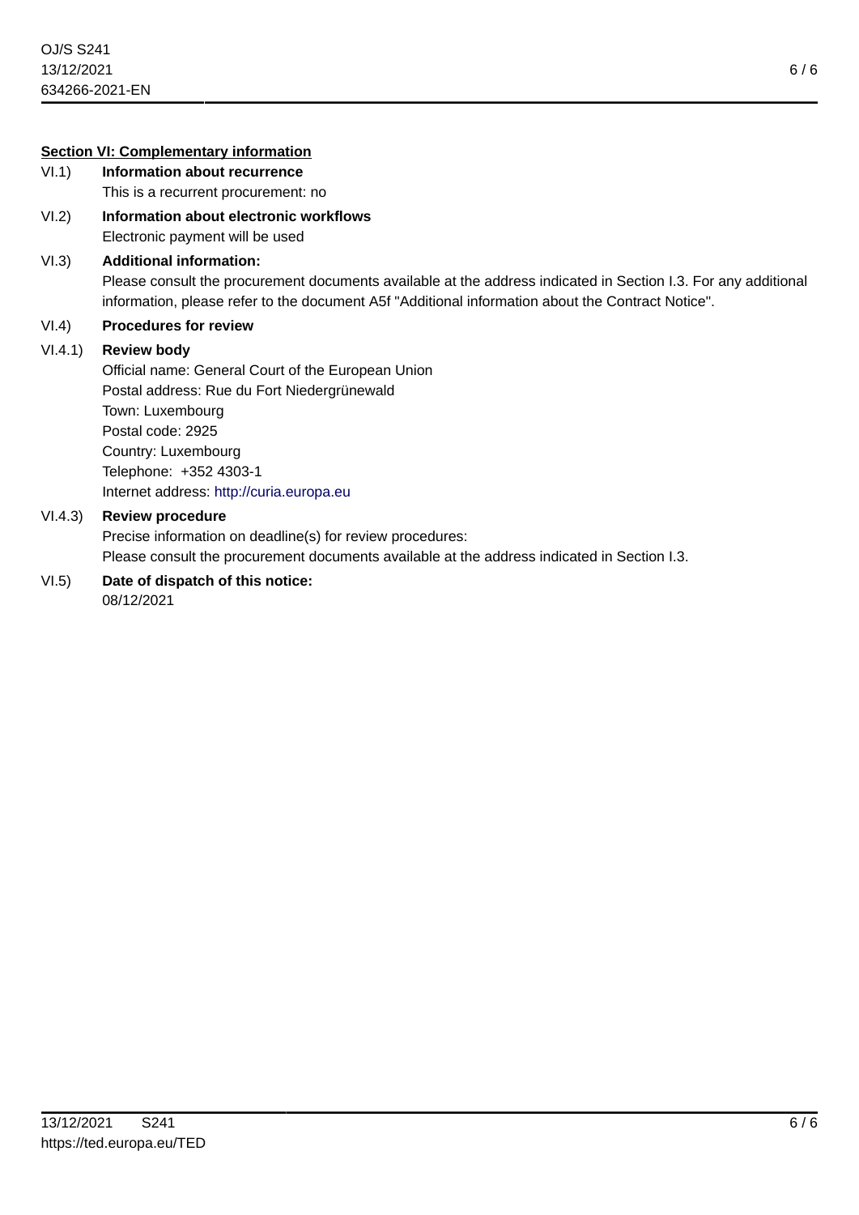## Section VI: Complementary information

**VI.1) Information about recurrence**

This is a recurrent procurement: no

**VI.2) Information about electronic workflows**

Electronic payment will be used

**VI.3) Additional information:**

Please consult the procurement documents available at the address indicated in Section I.3. For any additional information, please refer to the document A5f "Additional information about the Contract Notice".

**VI.4) Procedures for review**

**VI.4.1) Review body**

Official name: General Court of the European Union
Postal address: Rue du Fort Niedergrünewald
Town: Luxembourg
Postal code: 2925
Country: Luxembourg
Telephone: +352 4303-1
Internet address: http://curia.europa.eu

**VI.4.3) Review procedure**

Precise information on deadline(s) for review procedures:
Please consult the procurement documents available at the address indicated in Section I.3.

**VI.5) Date of dispatch of this notice:**

08/12/2021